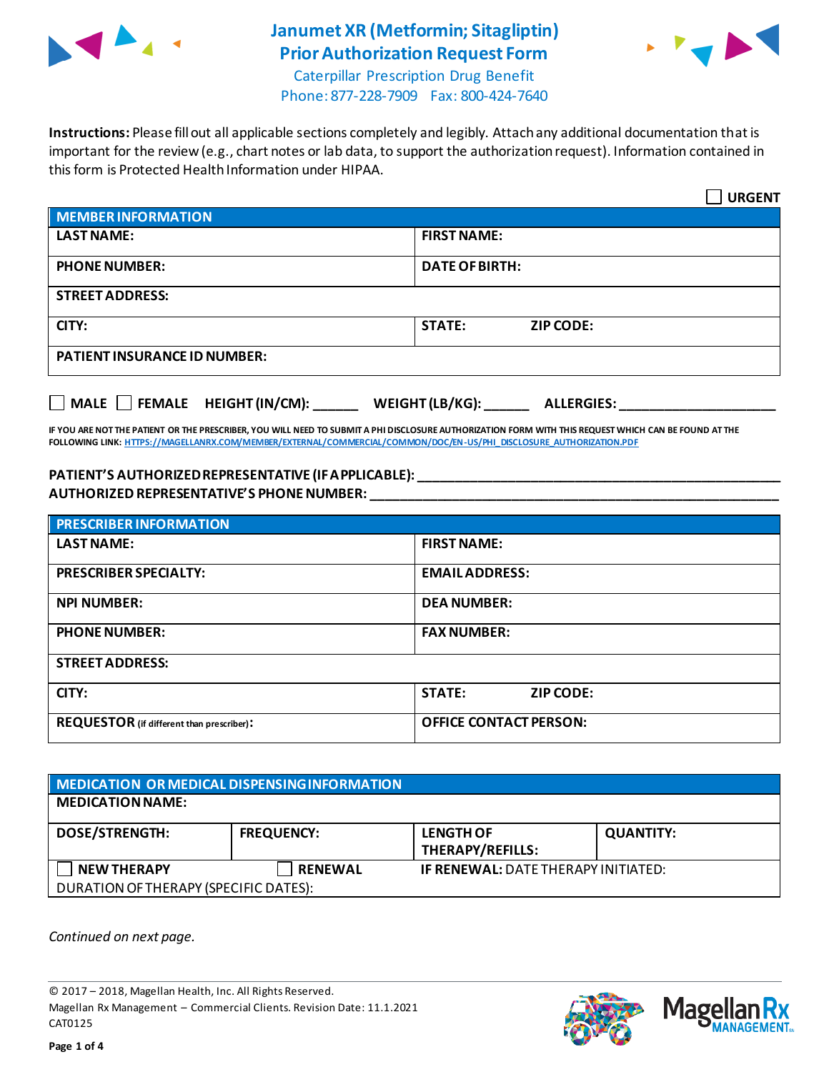# Janumet XR (Metformin; Sitagliptin) Prior Authorization Request Form

Caterpillar Prescription Drug Benefit
Phone: 877-228-7909 Fax: 800-424-7640

**Instructions:** Please fill out all applicable sections completely and legibly. Attach any additional documentation that is important for the review (e.g., chart notes or lab data, to support the authorization request). Information contained in this form is Protected Health Information under HIPAA.

☐ **URGENT**

| MEMBER INFORMATION | | |
|---|---|---|
| LAST NAME: | FIRST NAME: | |
| PHONE NUMBER: | DATE OF BIRTH: | |
| STREET ADDRESS: | | |
| CITY: | STATE: | ZIP CODE: |
| PATIENT INSURANCE ID NUMBER: | | |

☐ MALE ☐ FEMALE HEIGHT (IN/CM): ______ WEIGHT (LB/KG): ______ ALLERGIES: ____________________

IF YOU ARE NOT THE PATIENT OR THE PRESCRIBER, YOU WILL NEED TO SUBMIT A PHI DISCLOSURE AUTHORIZATION FORM WITH THIS REQUEST WHICH CAN BE FOUND AT THE FOLLOWING LINK: HTTPS://MAGELLANRX.COM/MEMBER/EXTERNAL/COMMERCIAL/COMMON/DOC/EN-US/PHI_DISCLOSURE_AUTHORIZATION.PDF

**PATIENT'S AUTHORIZED REPRESENTATIVE (IF APPLICABLE):** ________________________________________
**AUTHORIZED REPRESENTATIVE'S PHONE NUMBER:** ________________________________________

| PRESCRIBER INFORMATION | | |
|---|---|---|
| LAST NAME: | FIRST NAME: | |
| PRESCRIBER SPECIALTY: | EMAIL ADDRESS: | |
| NPI NUMBER: | DEA NUMBER: | |
| PHONE NUMBER: | FAX NUMBER: | |
| STREET ADDRESS: | | |
| CITY: | STATE: | ZIP CODE: |
| REQUESTOR (if different than prescriber): | OFFICE CONTACT PERSON: | |

| MEDICATION OR MEDICAL DISPENSING INFORMATION | | | |
|---|---|---|---|
| MEDICATION NAME: | | | |
| DOSE/STRENGTH: | FREQUENCY: | LENGTH OF THERAPY/REFILLS: | QUANTITY: |
| ☐ NEW THERAPY | ☐ RENEWAL | IF RENEWAL: DATE THERAPY INITIATED: | |
| DURATION OF THERAPY (SPECIFIC DATES): | | | |

*Continued on next page.*

© 2017 – 2018, Magellan Health, Inc. All Rights Reserved.
Magellan Rx Management – Commercial Clients. Revision Date: 11.1.2021
CAT0125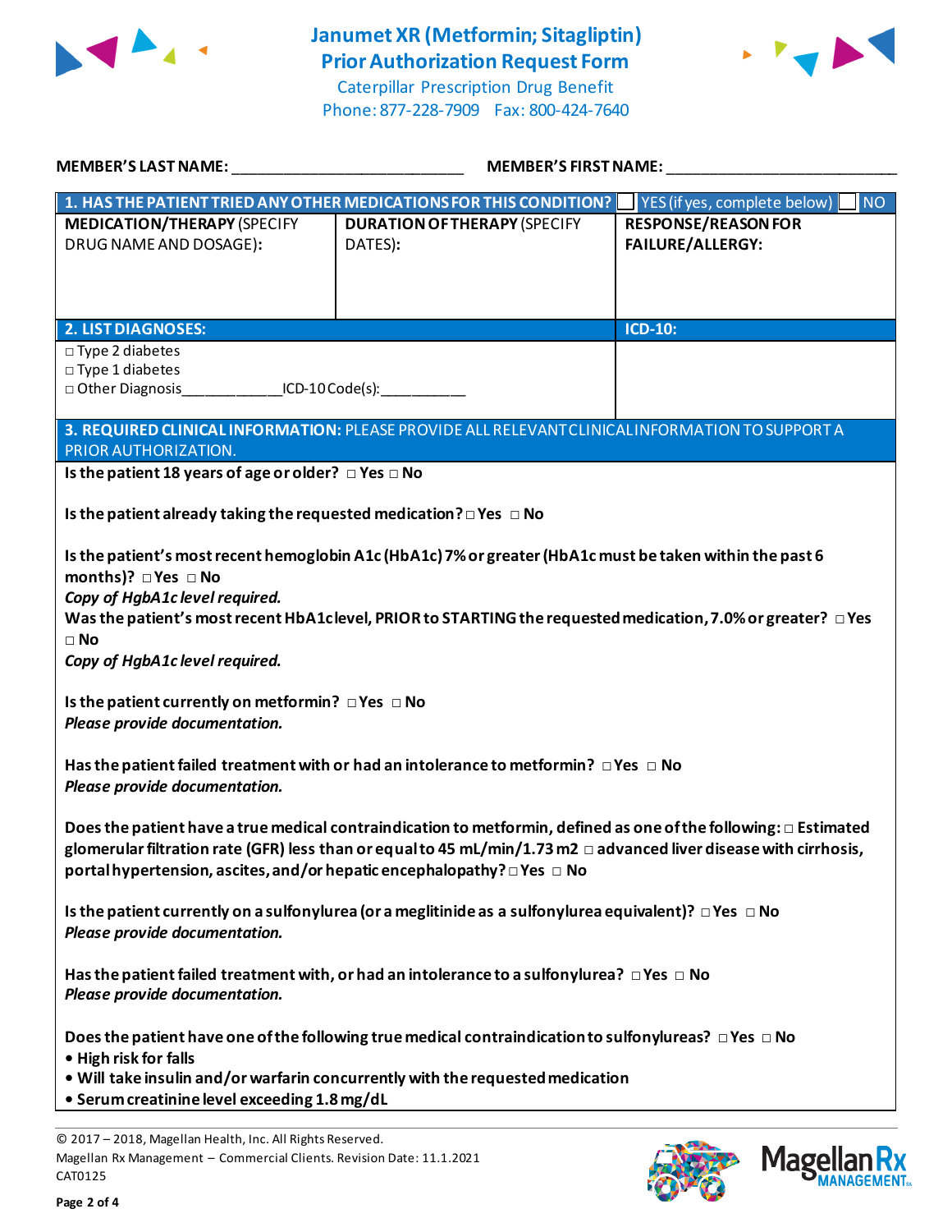# Janumet XR (Metformin; Sitagliptin) Prior Authorization Request Form

Caterpillar Prescription Drug Benefit
Phone: 877-228-7909 Fax: 800-424-7640

**MEMBER'S LAST NAME:** ___________________________ **MEMBER'S FIRST NAME:** ___________________________

| **1. HAS THE PATIENT TRIED ANY OTHER MEDICATIONS FOR THIS CONDITION?** | | ☐ YES (if yes, complete below) ☐ NO |
|---|---|---|
| **MEDICATION/THERAPY** (SPECIFY DRUG NAME AND DOSAGE): | **DURATION OF THERAPY** (SPECIFY DATES): | **RESPONSE/REASON FOR FAILURE/ALLERGY:** |
| | | |

| **2. LIST DIAGNOSES:** | **ICD-10:** |
|---|---|
| □ Type 2 diabetes<br>□ Type 1 diabetes<br>□ Other Diagnosis____________ICD-10 Code(s):__________ | |

**3. REQUIRED CLINICAL INFORMATION:** PLEASE PROVIDE ALL RELEVANT CLINICAL INFORMATION TO SUPPORT A PRIOR AUTHORIZATION.

**Is the patient 18 years of age or older?** □ **Yes** □ **No**

**Is the patient already taking the requested medication?** □ **Yes** □ **No**

**Is the patient's most recent hemoglobin A1c (HbA1c) 7% or greater (HbA1c must be taken within the past 6 months)?** □ **Yes** □ **No**
***Copy of HgbA1c level required.***
**Was the patient's most recent HbA1c level, PRIOR to STARTING the requested medication, 7.0% or greater?** □ **Yes** □ **No**
***Copy of HgbA1c level required.***

**Is the patient currently on metformin?** □ **Yes** □ **No**
***Please provide documentation.***

**Has the patient failed treatment with or had an intolerance to metformin?** □ **Yes** □ **No**
***Please provide documentation.***

**Does the patient have a true medical contraindication to metformin, defined as one of the following:** □ **Estimated glomerular filtration rate (GFR) less than or equal to 45 mL/min/1.73 m2** □ **advanced liver disease with cirrhosis, portal hypertension, ascites, and/or hepatic encephalopathy?** □ **Yes** □ **No**

**Is the patient currently on a sulfonylurea (or a meglitinide as a sulfonylurea equivalent)?** □ **Yes** □ **No**
***Please provide documentation.***

**Has the patient failed treatment with, or had an intolerance to a sulfonylurea?** □ **Yes** □ **No**
***Please provide documentation.***

**Does the patient have one of the following true medical contraindication to sulfonylureas?** □ **Yes** □ **No**
- **High risk for falls**
- **Will take insulin and/or warfarin concurrently with the requested medication**
- **Serum creatinine level exceeding 1.8 mg/dL**

© 2017 – 2018, Magellan Health, Inc. All Rights Reserved.
Magellan Rx Management – Commercial Clients. Revision Date: 11.1.2021
CAT0125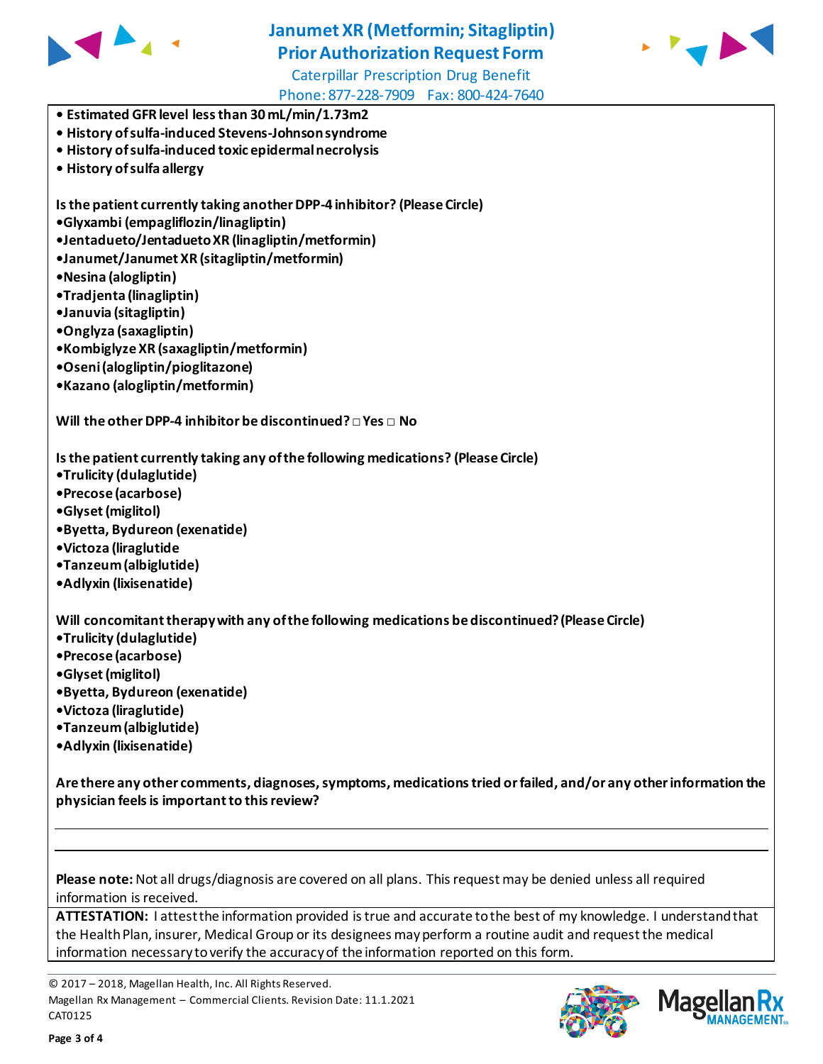- **Estimated GFR level less than 30 mL/min/1.73m2**
- **History of sulfa-induced Stevens-Johnson syndrome**
- **History of sulfa-induced toxic epidermal necrolysis**
- **History of sulfa allergy**

**Is the patient currently taking another DPP-4 inhibitor? (Please Circle)**
- **Glyxambi (empagliflozin/linagliptin)**
- **Jentadueto/Jentadueto XR (linagliptin/metformin)**
- **Janumet/Janumet XR (sitagliptin/metformin)**
- **Nesina (alogliptin)**
- **Tradjenta (linagliptin)**
- **Januvia (sitagliptin)**
- **Onglyza (saxagliptin)**
- **Kombiglyze XR (saxagliptin/metformin)**
- **Oseni (alogliptin/pioglitazone)**
- **Kazano (alogliptin/metformin)**

**Will the other DPP-4 inhibitor be discontinued? □ Yes □ No**

**Is the patient currently taking any of the following medications? (Please Circle)**
- **Trulicity (dulaglutide)**
- **Precose (acarbose)**
- **Glyset (miglitol)**
- **Byetta, Bydureon (exenatide)**
- **Victoza (liraglutide**
- **Tanzeum (albiglutide)**
- **Adlyxin (lixisenatide)**

**Will concomitant therapy with any of the following medications be discontinued? (Please Circle)**
- **Trulicity (dulaglutide)**
- **Precose (acarbose)**
- **Glyset (miglitol)**
- **Byetta, Bydureon (exenatide)**
- **Victoza (liraglutide)**
- **Tanzeum (albiglutide)**
- **Adlyxin (lixisenatide)**

**Are there any other comments, diagnoses, symptoms, medications tried or failed, and/or any other information the physician feels is important to this review?**

______________________________________________________________________

______________________________________________________________________

**Please note:** Not all drugs/diagnosis are covered on all plans. This request may be denied unless all required information is received.

**ATTESTATION:** I attest the information provided is true and accurate to the best of my knowledge. I understand that the Health Plan, insurer, Medical Group or its designees may perform a routine audit and request the medical information necessary to verify the accuracy of the information reported on this form.

© 2017 – 2018, Magellan Health, Inc. All Rights Reserved.
Magellan Rx Management – Commercial Clients. Revision Date: 11.1.2021
CAT0125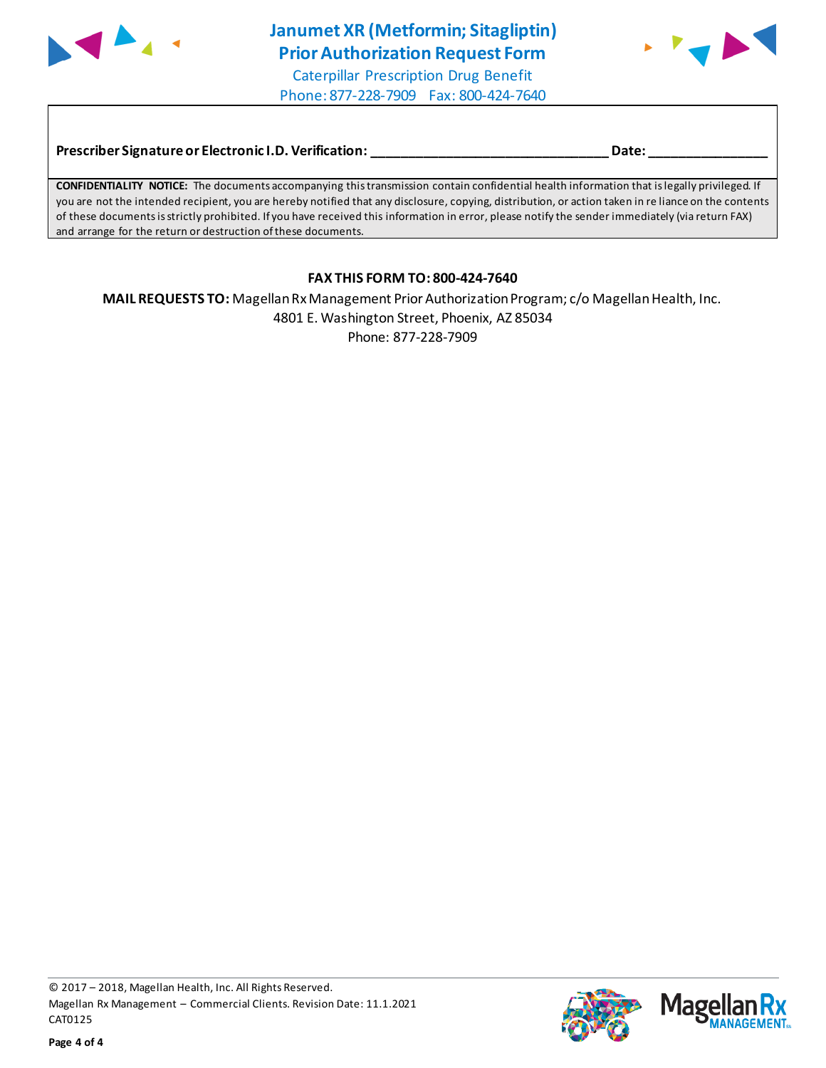**Prescriber Signature or Electronic I.D. Verification:** ______________________________ **Date:** _______________

**CONFIDENTIALITY NOTICE:** The documents accompanying this transmission contain confidential health information that is legally privileged. If you are not the intended recipient, you are hereby notified that any disclosure, copying, distribution, or action taken in re liance on the contents of these documents is strictly prohibited. If you have received this information in error, please notify the sender immediately (via return FAX) and arrange for the return or destruction of these documents.

**FAX THIS FORM TO: 800-424-7640**

**MAIL REQUESTS TO:** Magellan Rx Management Prior Authorization Program; c/o Magellan Health, Inc.
4801 E. Washington Street, Phoenix, AZ 85034
Phone: 877-228-7909

© 2017 – 2018, Magellan Health, Inc. All Rights Reserved.
Magellan Rx Management – Commercial Clients. Revision Date: 11.1.2021
CAT0125